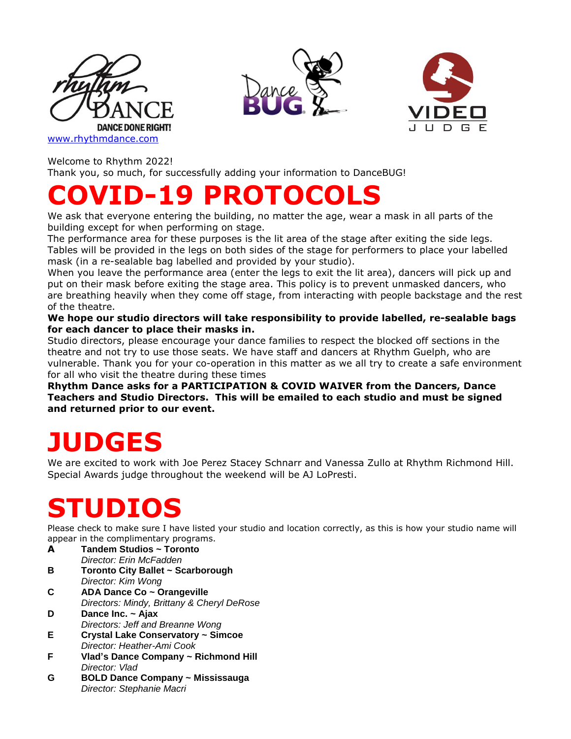www.rhythmdance.com

Welcome to Rhythm 2022!
Thank you, so much, for successfully adding your information to DanceBUG!

# COVID-19 PROTOCOLS

We ask that everyone entering the building, no matter the age, wear a mask in all parts of the building except for when performing on stage.
The performance area for these purposes is the lit area of the stage after exiting the side legs. Tables will be provided in the legs on both sides of the stage for performers to place your labelled mask (in a re-sealable bag labelled and provided by your studio).
When you leave the performance area (enter the legs to exit the lit area), dancers will pick up and put on their mask before exiting the stage area. This policy is to prevent unmasked dancers, who are breathing heavily when they come off stage, from interacting with people backstage and the rest of the theatre.

**We hope our studio directors will take responsibility to provide labelled, re-sealable bags for each dancer to place their masks in.**

Studio directors, please encourage your dance families to respect the blocked off sections in the theatre and not try to use those seats. We have staff and dancers at Rhythm Guelph, who are vulnerable. Thank you for your co-operation in this matter as we all try to create a safe environment for all who visit the theatre during these times

**Rhythm Dance asks for a PARTICIPATION & COVID WAIVER from the Dancers, Dance Teachers and Studio Directors. This will be emailed to each studio and must be signed and returned prior to our event.**

# JUDGES

We are excited to work with Joe Perez Stacey Schnarr and Vanessa Zullo at Rhythm Richmond Hill. Special Awards judge throughout the weekend will be AJ LoPresti.

# STUDIOS

Please check to make sure I have listed your studio and location correctly, as this is how your studio name will appear in the complimentary programs.

**A** **Tandem Studios ~ Toronto**
*Director: Erin McFadden*

**B** **Toronto City Ballet ~ Scarborough**
*Director: Kim Wong*

**C** **ADA Dance Co ~ Orangeville**
*Directors: Mindy, Brittany & Cheryl DeRose*

**D** **Dance Inc. ~ Ajax**
*Directors: Jeff and Breanne Wong*

**E** **Crystal Lake Conservatory ~ Simcoe**
*Director: Heather-Ami Cook*

**F** **Vlad's Dance Company ~ Richmond Hill**
*Director: Vlad*

**G** **BOLD Dance Company ~ Mississauga**
*Director: Stephanie Macri*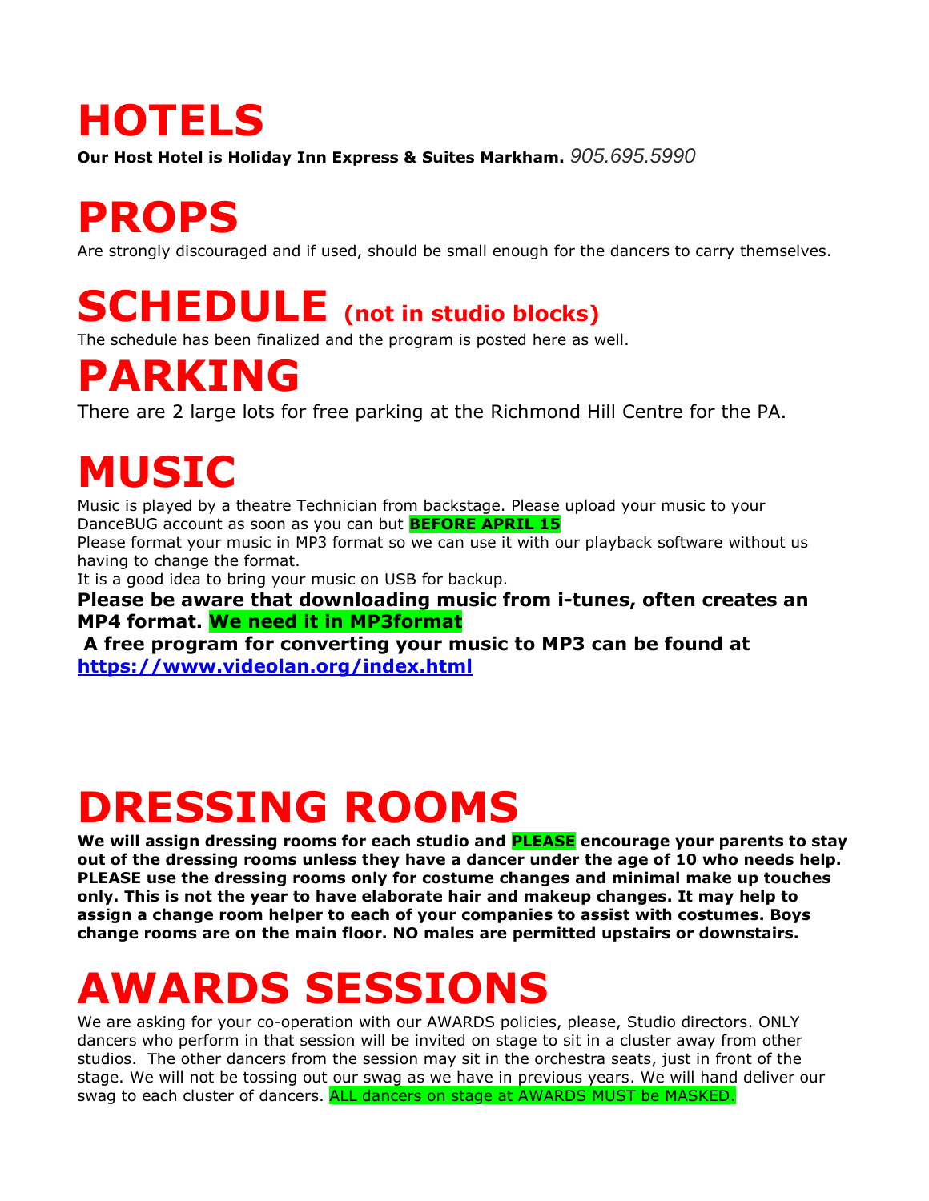# HOTELS

**Our Host Hotel is Holiday Inn Express & Suites Markham.** *905.695.5990*

# PROPS

Are strongly discouraged and if used, should be small enough for the dancers to carry themselves.

# SCHEDULE (not in studio blocks)

The schedule has been finalized and the program is posted here as well.

# PARKING

There are 2 large lots for free parking at the Richmond Hill Centre for the PA.

# MUSIC

Music is played by a theatre Technician from backstage. Please upload your music to your DanceBUG account as soon as you can but **BEFORE APRIL 15**

Please format your music in MP3 format so we can use it with our playback software without us having to change the format.

It is a good idea to bring your music on USB for backup.

**Please be aware that downloading music from i-tunes, often creates an MP4 format. We need it in MP3format**

**A free program for converting your music to MP3 can be found at [https://www.videolan.org/index.html](https://www.videolan.org/index.html)**

# DRESSING ROOMS

**We will assign dressing rooms for each studio and PLEASE encourage your parents to stay out of the dressing rooms unless they have a dancer under the age of 10 who needs help. PLEASE use the dressing rooms only for costume changes and minimal make up touches only. This is not the year to have elaborate hair and makeup changes. It may help to assign a change room helper to each of your companies to assist with costumes. Boys change rooms are on the main floor. NO males are permitted upstairs or downstairs.**

# AWARDS SESSIONS

We are asking for your co-operation with our AWARDS policies, please, Studio directors. ONLY dancers who perform in that session will be invited on stage to sit in a cluster away from other studios. The other dancers from the session may sit in the orchestra seats, just in front of the stage. We will not be tossing out our swag as we have in previous years. We will hand deliver our swag to each cluster of dancers. ALL dancers on stage at AWARDS MUST be MASKED.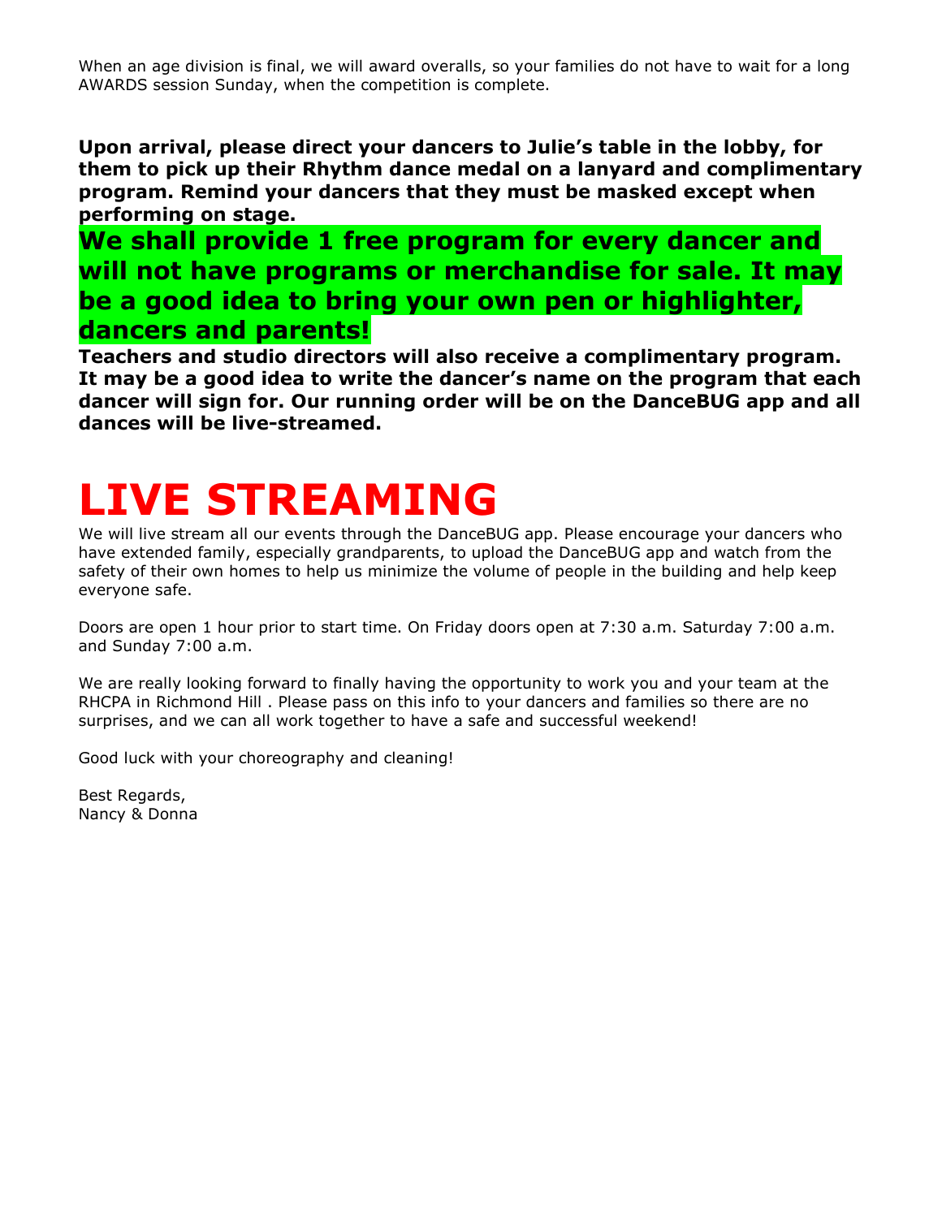When an age division is final, we will award overalls, so your families do not have to wait for a long AWARDS session Sunday, when the competition is complete.

**Upon arrival, please direct your dancers to Julie's table in the lobby, for them to pick up their Rhythm dance medal on a lanyard and complimentary program. Remind your dancers that they must be masked except when performing on stage.**

**We shall provide 1 free program for every dancer and will not have programs or merchandise for sale. It may be a good idea to bring your own pen or highlighter, dancers and parents!**

**Teachers and studio directors will also receive a complimentary program. It may be a good idea to write the dancer's name on the program that each dancer will sign for. Our running order will be on the DanceBUG app and all dances will be live-streamed.**

# LIVE STREAMING

We will live stream all our events through the DanceBUG app. Please encourage your dancers who have extended family, especially grandparents, to upload the DanceBUG app and watch from the safety of their own homes to help us minimize the volume of people in the building and help keep everyone safe.

Doors are open 1 hour prior to start time. On Friday doors open at 7:30 a.m. Saturday 7:00 a.m. and Sunday 7:00 a.m.

We are really looking forward to finally having the opportunity to work you and your team at the RHCPA in Richmond Hill . Please pass on this info to your dancers and families so there are no surprises, and we can all work together to have a safe and successful weekend!

Good luck with your choreography and cleaning!

Best Regards,
Nancy & Donna